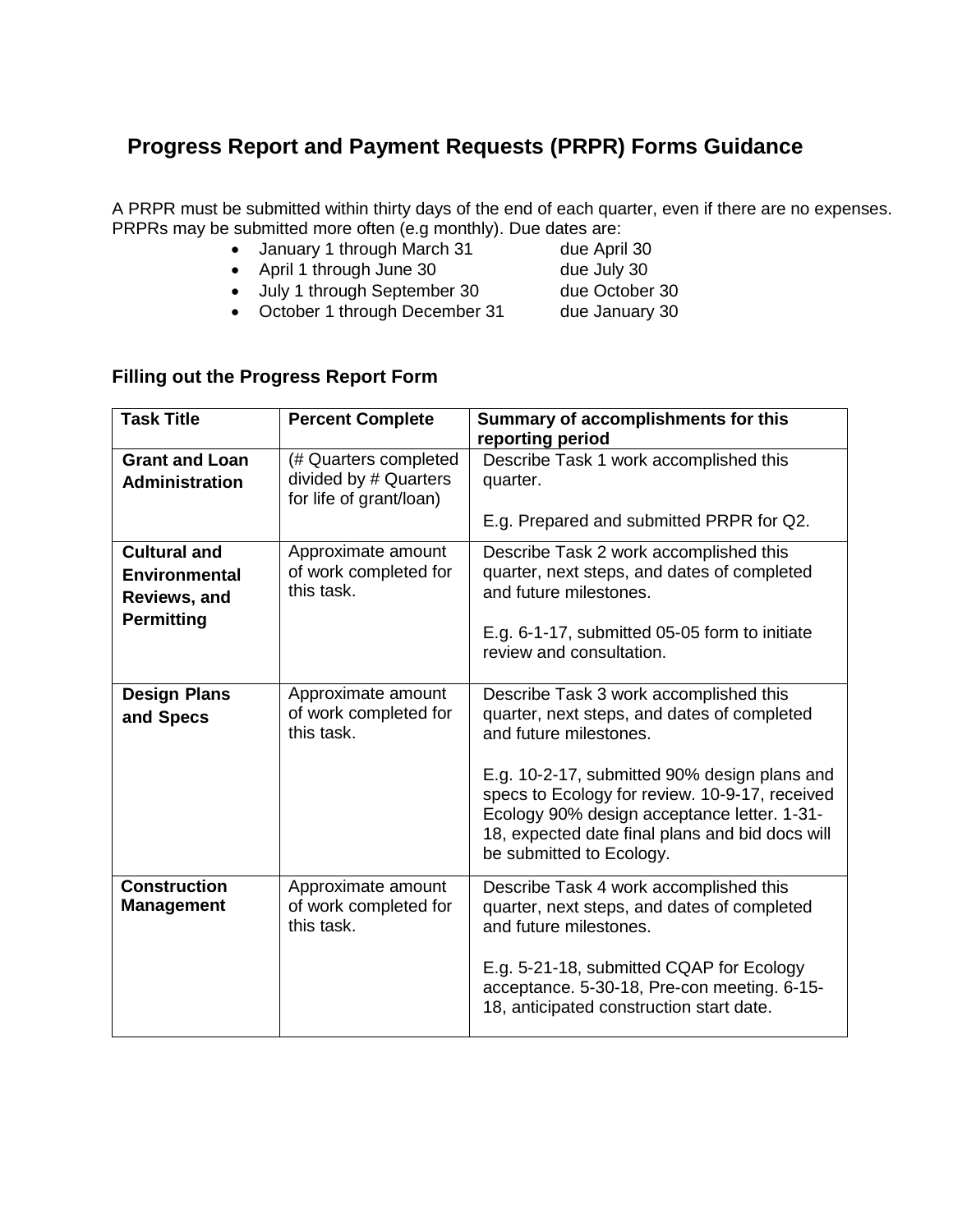# Progress Report and Payment Requests (PRPR) Forms Guidance

A PRPR must be submitted within thirty days of the end of each quarter, even if there are no expenses. PRPRs may be submitted more often (e.g monthly). Due dates are:

- January 1 through March 31 due April 30
- April 1 through June 30 due July 30
- July 1 through September 30 due October 30
- October 1 through December 31 due January 30

## Filling out the Progress Report Form

| Task Title | Percent Complete | Summary of accomplishments for this reporting period |
|---|---|---|
| **Grant and Loan Administration** | (# Quarters completed divided by # Quarters for life of grant/loan) | Describe Task 1 work accomplished this quarter.<br><br>E.g. Prepared and submitted PRPR for Q2. |
| **Cultural and Environmental Reviews, and Permitting** | Approximate amount of work completed for this task. | Describe Task 2 work accomplished this quarter, next steps, and dates of completed and future milestones.<br><br>E.g. 6-1-17, submitted 05-05 form to initiate review and consultation. |
| **Design Plans and Specs** | Approximate amount of work completed for this task. | Describe Task 3 work accomplished this quarter, next steps, and dates of completed and future milestones.<br><br>E.g. 10-2-17, submitted 90% design plans and specs to Ecology for review. 10-9-17, received Ecology 90% design acceptance letter. 1-31-18, expected date final plans and bid docs will be submitted to Ecology. |
| **Construction Management** | Approximate amount of work completed for this task. | Describe Task 4 work accomplished this quarter, next steps, and dates of completed and future milestones.<br><br>E.g. 5-21-18, submitted CQAP for Ecology acceptance. 5-30-18, Pre-con meeting. 6-15-18, anticipated construction start date. |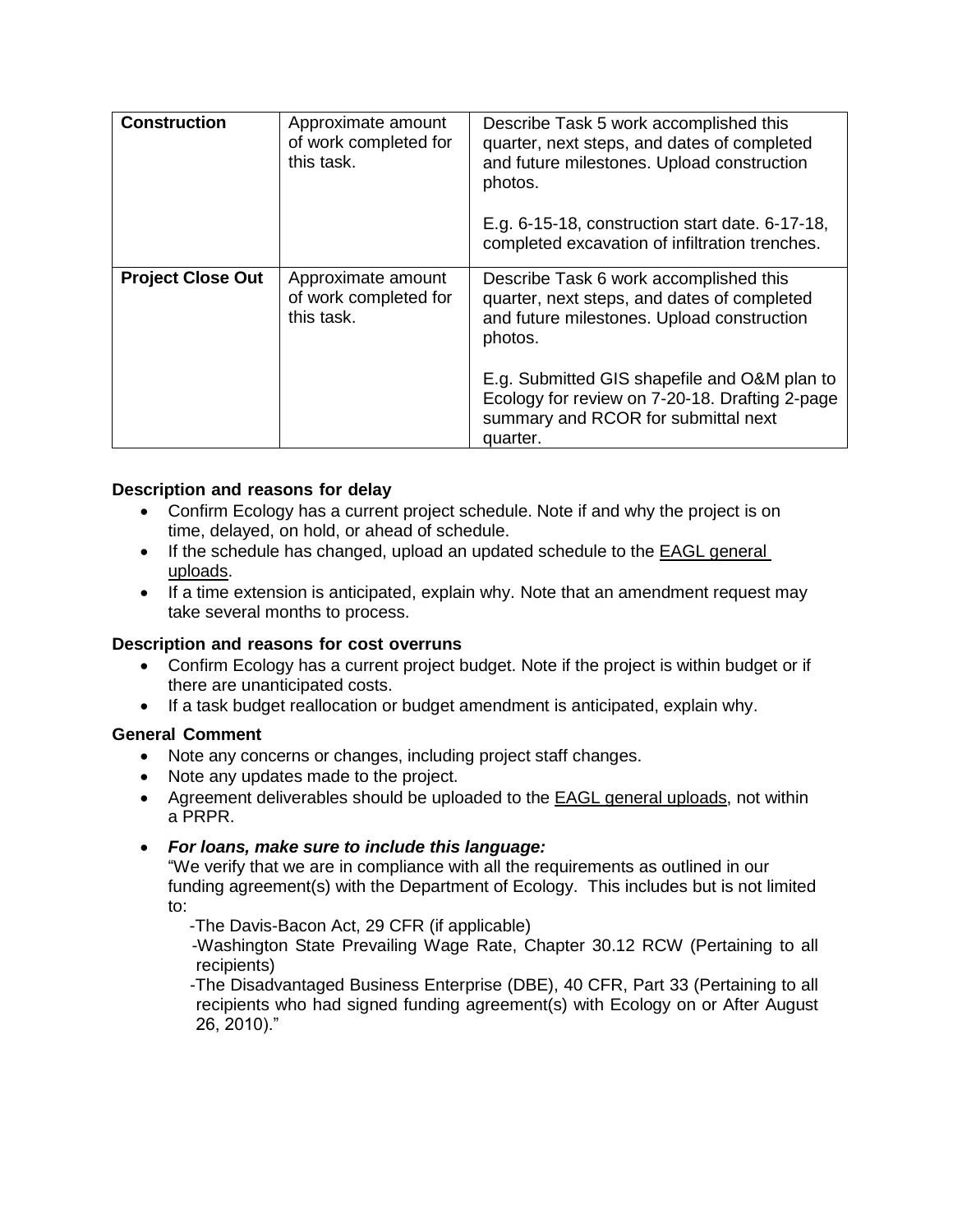| **Construction** | Approximate amount of work completed for this task. | Describe Task 5 work accomplished this quarter, next steps, and dates of completed and future milestones. Upload construction photos.<br><br>E.g. 6-15-18, construction start date. 6-17-18, completed excavation of infiltration trenches. |
|---|---|---|
| **Project Close Out** | Approximate amount of work completed for this task. | Describe Task 6 work accomplished this quarter, next steps, and dates of completed and future milestones. Upload construction photos.<br><br>E.g. Submitted GIS shapefile and O&M plan to Ecology for review on 7-20-18. Drafting 2-page summary and RCOR for submittal next quarter. |

**Description and reasons for delay**

- Confirm Ecology has a current project schedule. Note if and why the project is on time, delayed, on hold, or ahead of schedule.
- If the schedule has changed, upload an updated schedule to the EAGL general uploads.
- If a time extension is anticipated, explain why. Note that an amendment request may take several months to process.

**Description and reasons for cost overruns**

- Confirm Ecology has a current project budget. Note if the project is within budget or if there are unanticipated costs.
- If a task budget reallocation or budget amendment is anticipated, explain why.

**General Comment**

- Note any concerns or changes, including project staff changes.
- Note any updates made to the project.
- Agreement deliverables should be uploaded to the EAGL general uploads, not within a PRPR.
- ***For loans, make sure to include this language:***

  "We verify that we are in compliance with all the requirements as outlined in our funding agreement(s) with the Department of Ecology. This includes but is not limited to:

  -The Davis-Bacon Act, 29 CFR (if applicable)

  -Washington State Prevailing Wage Rate, Chapter 30.12 RCW (Pertaining to all recipients)

  -The Disadvantaged Business Enterprise (DBE), 40 CFR, Part 33 (Pertaining to all recipients who had signed funding agreement(s) with Ecology on or After August 26, 2010)."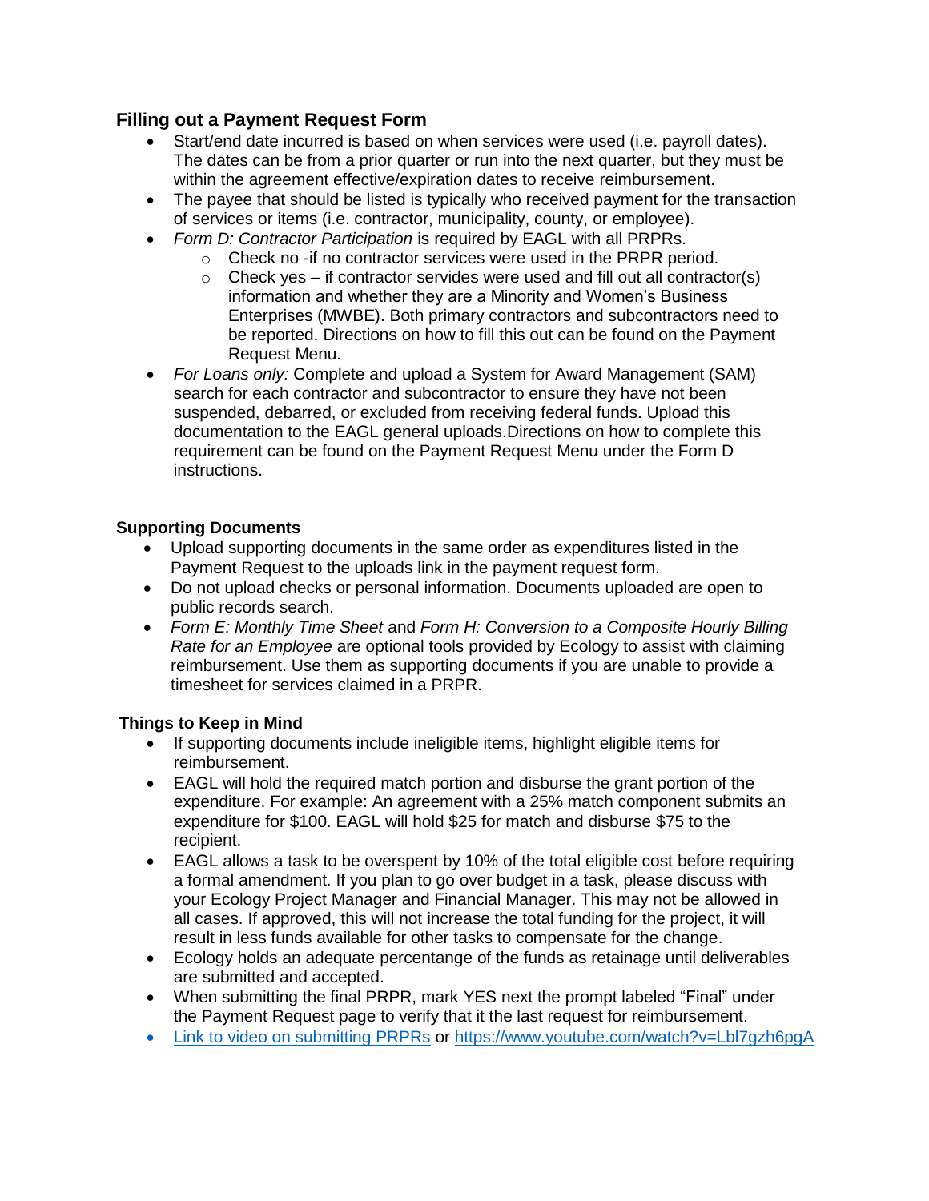### Filling out a Payment Request Form

- Start/end date incurred is based on when services were used (i.e. payroll dates). The dates can be from a prior quarter or run into the next quarter, but they must be within the agreement effective/expiration dates to receive reimbursement.
- The payee that should be listed is typically who received payment for the transaction of services or items (i.e. contractor, municipality, county, or employee).
- *Form D: Contractor Participation* is required by EAGL with all PRPRs.
  - Check no -if no contractor services were used in the PRPR period.
  - Check yes – if contractor servides were used and fill out all contractor(s) information and whether they are a Minority and Women's Business Enterprises (MWBE). Both primary contractors and subcontractors need to be reported. Directions on how to fill this out can be found on the Payment Request Menu.
- *For Loans only:* Complete and upload a System for Award Management (SAM) search for each contractor and subcontractor to ensure they have not been suspended, debarred, or excluded from receiving federal funds. Upload this documentation to the EAGL general uploads.Directions on how to complete this requirement can be found on the Payment Request Menu under the Form D instructions.

### Supporting Documents

- Upload supporting documents in the same order as expenditures listed in the Payment Request to the uploads link in the payment request form.
- Do not upload checks or personal information. Documents uploaded are open to public records search.
- *Form E: Monthly Time Sheet* and *Form H: Conversion to a Composite Hourly Billing Rate for an Employee* are optional tools provided by Ecology to assist with claiming reimbursement. Use them as supporting documents if you are unable to provide a timesheet for services claimed in a PRPR.

### Things to Keep in Mind

- If supporting documents include ineligible items, highlight eligible items for reimbursement.
- EAGL will hold the required match portion and disburse the grant portion of the expenditure. For example: An agreement with a 25% match component submits an expenditure for $100. EAGL will hold $25 for match and disburse $75 to the recipient.
- EAGL allows a task to be overspent by 10% of the total eligible cost before requiring a formal amendment. If you plan to go over budget in a task, please discuss with your Ecology Project Manager and Financial Manager. This may not be allowed in all cases. If approved, this will not increase the total funding for the project, it will result in less funds available for other tasks to compensate for the change.
- Ecology holds an adequate percentange of the funds as retainage until deliverables are submitted and accepted.
- When submitting the final PRPR, mark YES next the prompt labeled "Final" under the Payment Request page to verify that it the last request for reimbursement.
- [Link to video on submitting PRPRs](https://www.youtube.com/watch?v=Lbl7gzh6pgA) or https://www.youtube.com/watch?v=Lbl7gzh6pgA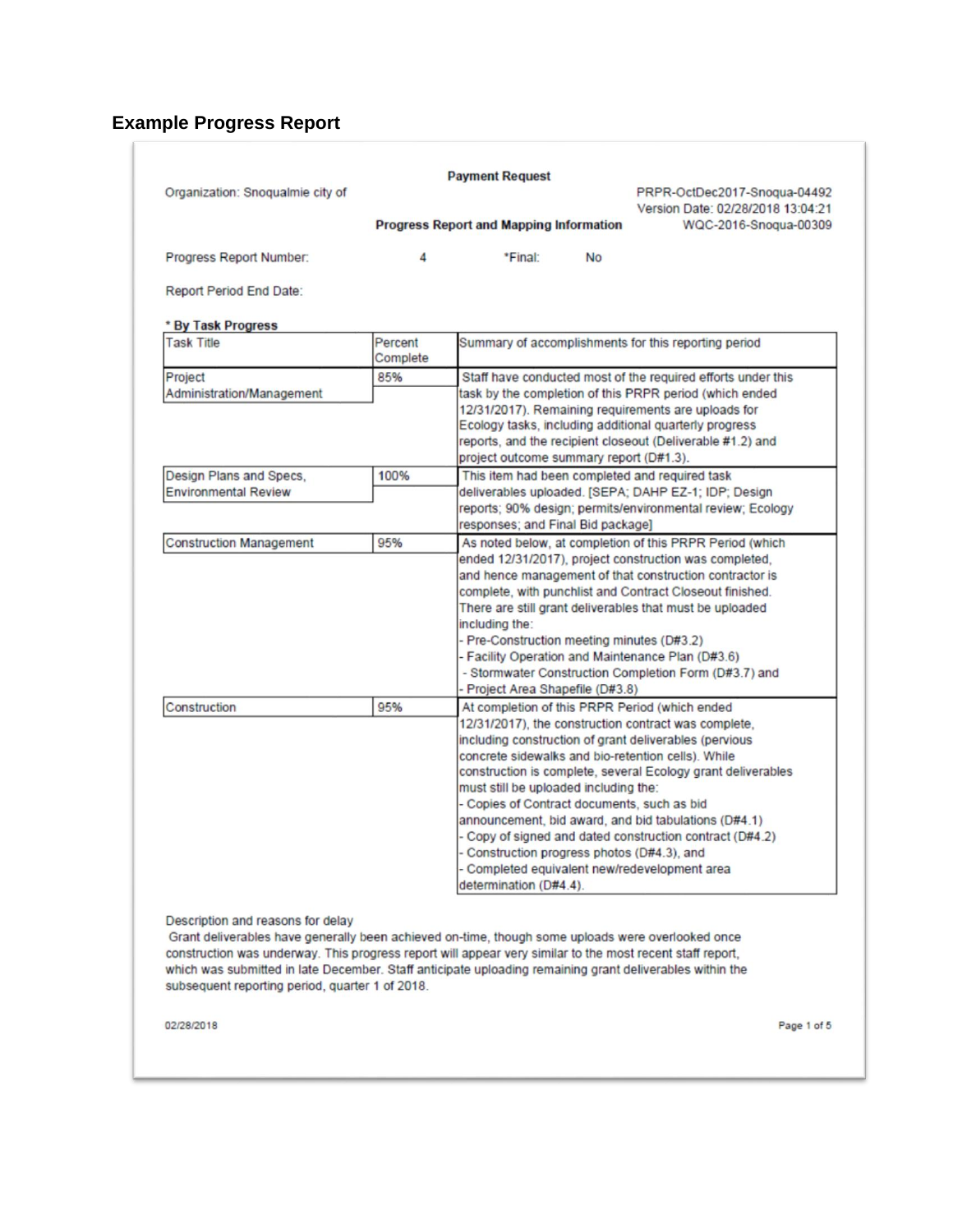## Example Progress Report

**Payment Request**

Organization: Snoqualmie city of

PRPR-OctDec2017-Snoqua-04492
Version Date: 02/28/2018 13:04:21

**Progress Report and Mapping Information**

WQC-2016-Snoqua-00309

Progress Report Number: 4 *Final: No

Report Period End Date:

**\* By Task Progress**

| Task Title | Percent Complete | Summary of accomplishments for this reporting period |
|---|---|---|
| Project Administration/Management | 85% | Staff have conducted most of the required efforts under this task by the completion of this PRPR period (which ended 12/31/2017). Remaining requirements are uploads for Ecology tasks, including additional quarterly progress reports, and the recipient closeout (Deliverable #1.2) and project outcome summary report (D#1.3). |
| Design Plans and Specs, Environmental Review | 100% | This item had been completed and required task deliverables uploaded. [SEPA; DAHP EZ-1; IDP; Design reports; 90% design; permits/environmental review; Ecology responses; and Final Bid package] |
| Construction Management | 95% | As noted below, at completion of this PRPR Period (which ended 12/31/2017), project construction was completed, and hence management of that construction contractor is complete, with punchlist and Contract Closeout finished. There are still grant deliverables that must be uploaded including the:<br>- Pre-Construction meeting minutes (D#3.2)<br>- Facility Operation and Maintenance Plan (D#3.6)<br>- Stormwater Construction Completion Form (D#3.7) and<br>- Project Area Shapefile (D#3.8) |
| Construction | 95% | At completion of this PRPR Period (which ended 12/31/2017), the construction contract was complete, including construction of grant deliverables (pervious concrete sidewalks and bio-retention cells). While construction is complete, several Ecology grant deliverables must still be uploaded including the:<br>- Copies of Contract documents, such as bid announcement, bid award, and bid tabulations (D#4.1)<br>- Copy of signed and dated construction contract (D#4.2)<br>- Construction progress photos (D#4.3), and<br>- Completed equivalent new/redevelopment area determination (D#4.4). |

Description and reasons for delay

Grant deliverables have generally been achieved on-time, though some uploads were overlooked once construction was underway. This progress report will appear very similar to the most recent staff report, which was submitted in late December. Staff anticipate uploading remaining grant deliverables within the subsequent reporting period, quarter 1 of 2018.

02/28/2018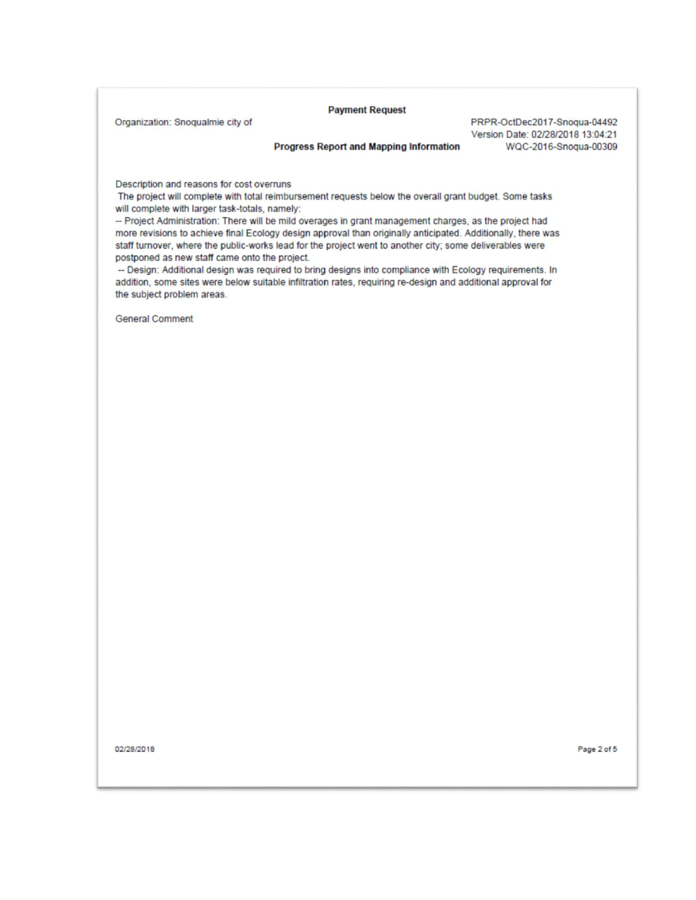**Payment Request**

Organization: Snoqualmie city of

PRPR-OctDec2017-Snoqua-04492
Version Date: 02/28/2018 13:04:21
WQC-2016-Snoqua-00309

**Progress Report and Mapping Information**

Description and reasons for cost overruns

The project will complete with total reimbursement requests below the overall grant budget. Some tasks will complete with larger task-totals, namely:

-- Project Administration: There will be mild overages in grant management charges, as the project had more revisions to achieve final Ecology design approval than originally anticipated. Additionally, there was staff turnover, where the public-works lead for the project went to another city; some deliverables were postponed as new staff came onto the project.

-- Design: Additional design was required to bring designs into compliance with Ecology requirements. In addition, some sites were below suitable infiltration rates, requiring re-design and additional approval for the subject problem areas.

General Comment